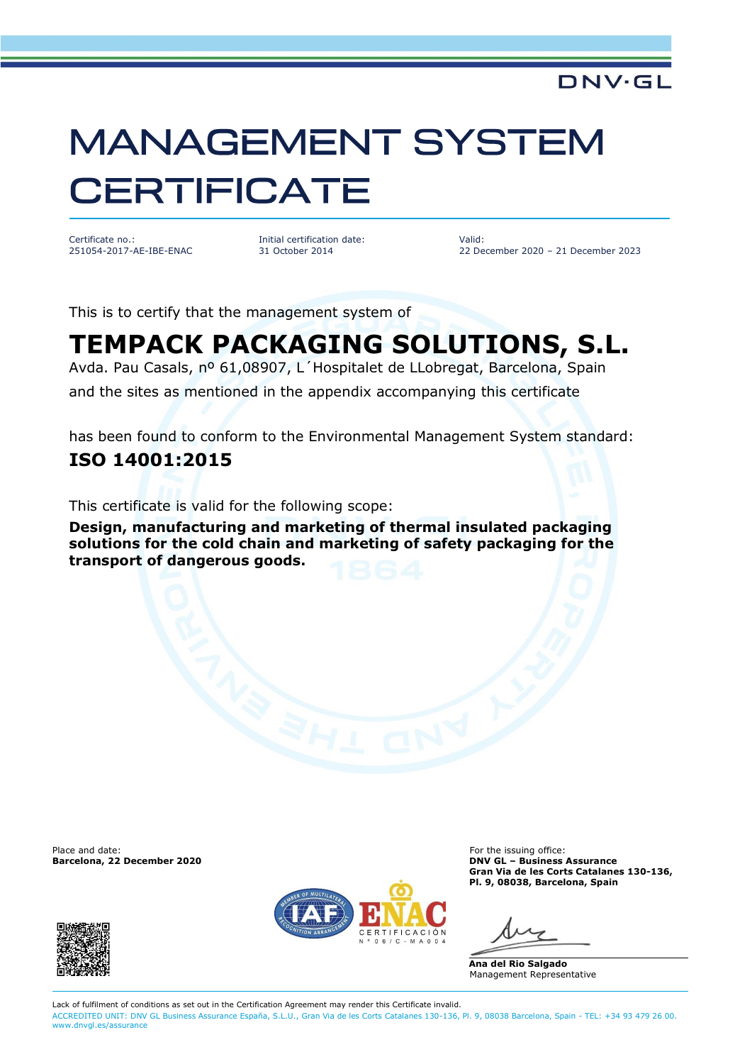DNV·GL

# MANAGEMENT SYSTEM CERTIFICATE

| Certificate no.: | Initial certification date: | Valid: |
|---|---|---|
| 251054-2017-AE-IBE-ENAC | 31 October 2014 | 22 December 2020 – 21 December 2023 |

This is to certify that the management system of

## TEMPACK PACKAGING SOLUTIONS, S.L.

Avda. Pau Casals, nº 61,08907, L´Hospitalet de LLobregat, Barcelona, Spain

and the sites as mentioned in the appendix accompanying this certificate

has been found to conform to the Environmental Management System standard:

## ISO 14001:2015

This certificate is valid for the following scope:

**Design, manufacturing and marketing of thermal insulated packaging solutions for the cold chain and marketing of safety packaging for the transport of dangerous goods.**

Place and date:
**Barcelona, 22 December 2020**

For the issuing office:
**DNV GL – Business Assurance**
**Gran Via de les Corts Catalanes 130-136, Pl. 9, 08038, Barcelona, Spain**

Ana del Rio Salgado
Management Representative

ENAC CERTIFICACIÓN Nº 06/C-MA004

Lack of fulfilment of conditions as set out in the Certification Agreement may render this Certificate invalid.

ACCREDITED UNIT: DNV GL Business Assurance España, S.L.U., Gran Via de les Corts Catalanes 130-136, Pl. 9, 08038 Barcelona, Spain - TEL: +34 93 479 26 00. www.dnvgl.es/assurance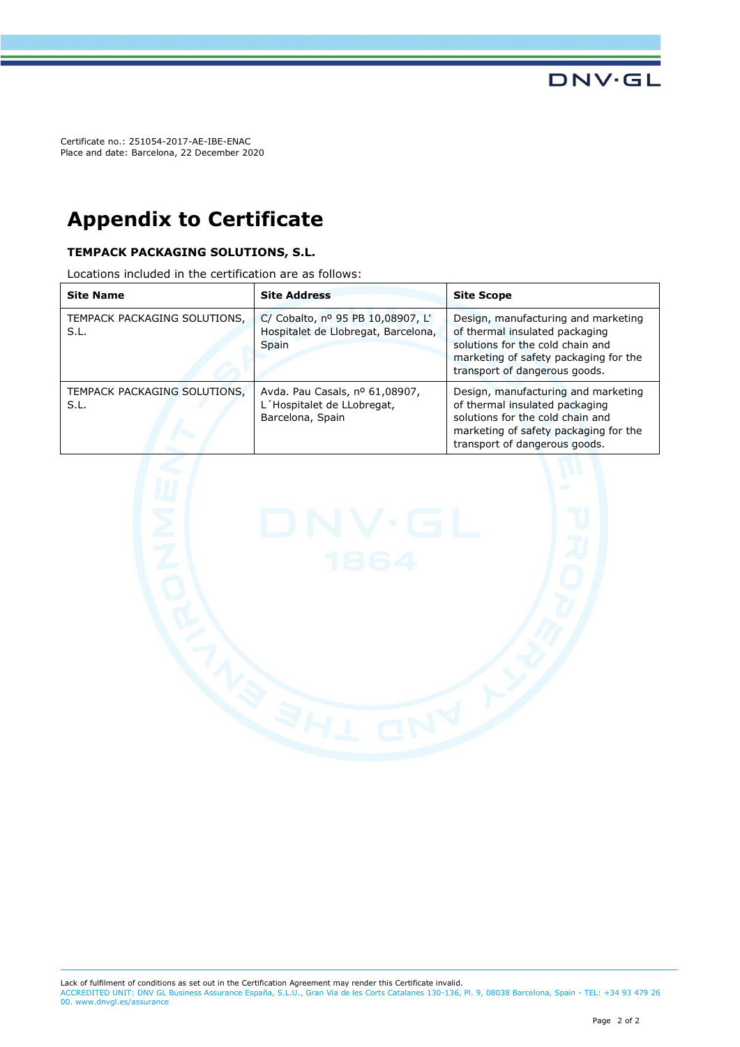Certificate no.: 251054-2017-AE-IBE-ENAC
Place and date: Barcelona, 22 December 2020

# Appendix to Certificate

**TEMPACK PACKAGING SOLUTIONS, S.L.**

Locations included in the certification are as follows:

| Site Name | Site Address | Site Scope |
|---|---|---|
| TEMPACK PACKAGING SOLUTIONS, S.L. | C/ Cobalto, nº 95 PB 10,08907, L' Hospitalet de Llobregat, Barcelona, Spain | Design, manufacturing and marketing of thermal insulated packaging solutions for the cold chain and marketing of safety packaging for the transport of dangerous goods. |
| TEMPACK PACKAGING SOLUTIONS, S.L. | Avda. Pau Casals, nº 61,08907, L´Hospitalet de LLobregat, Barcelona, Spain | Design, manufacturing and marketing of thermal insulated packaging solutions for the cold chain and marketing of safety packaging for the transport of dangerous goods. |

Lack of fulfilment of conditions as set out in the Certification Agreement may render this Certificate invalid.
ACCREDITED UNIT: DNV GL Business Assurance España, S.L.U., Gran Via de les Corts Catalanes 130-136, Pl. 9, 08038 Barcelona, Spain - TEL: +34 93 479 26 00. www.dnvgl.es/assurance